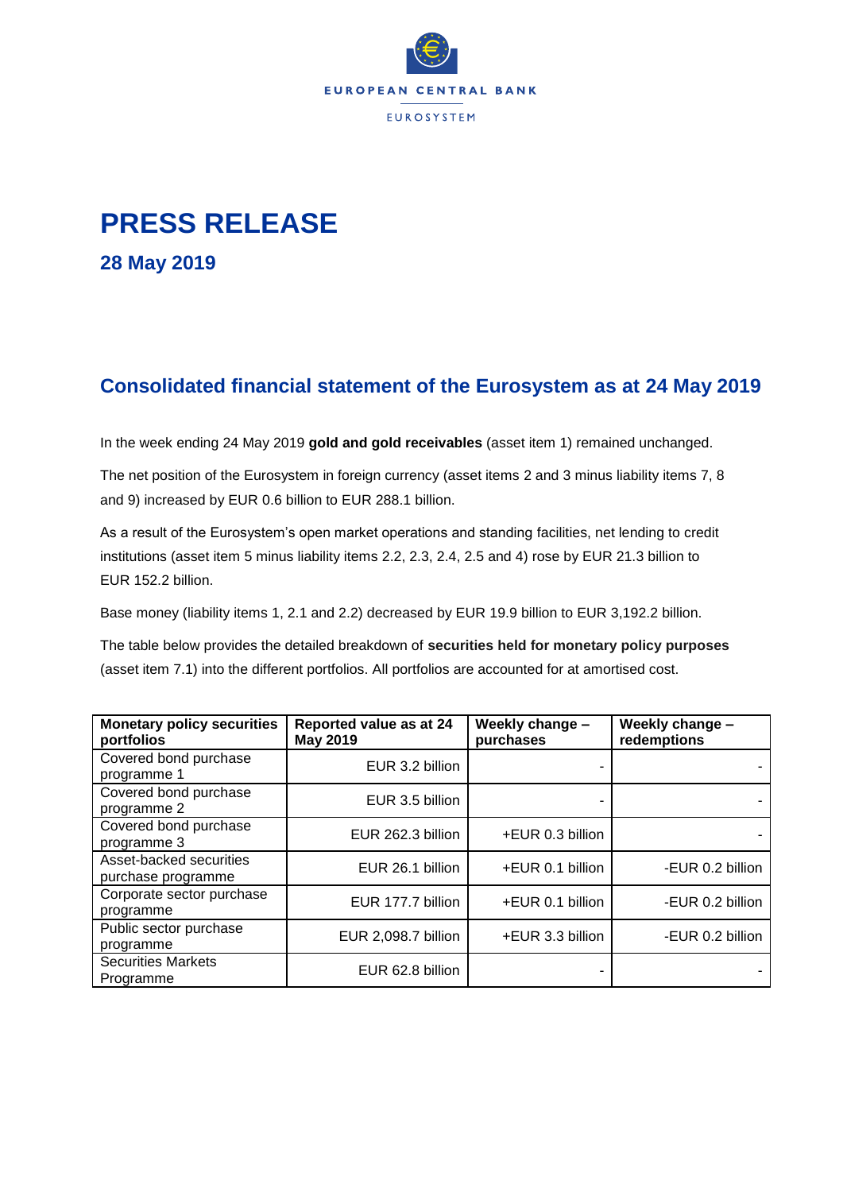EUROPEAN CENTRAL BANK

EUROSYSTEM

# PRESS RELEASE

**28 May 2019**

## Consolidated financial statement of the Eurosystem as at 24 May 2019

In the week ending 24 May 2019 **gold and gold receivables** (asset item 1) remained unchanged.

The net position of the Eurosystem in foreign currency (asset items 2 and 3 minus liability items 7, 8 and 9) increased by EUR 0.6 billion to EUR 288.1 billion.

As a result of the Eurosystem's open market operations and standing facilities, net lending to credit institutions (asset item 5 minus liability items 2.2, 2.3, 2.4, 2.5 and 4) rose by EUR 21.3 billion to EUR 152.2 billion.

Base money (liability items 1, 2.1 and 2.2) decreased by EUR 19.9 billion to EUR 3,192.2 billion.

The table below provides the detailed breakdown of **securities held for monetary policy purposes** (asset item 7.1) into the different portfolios. All portfolios are accounted for at amortised cost.

| Monetary policy securities portfolios | Reported value as at 24 May 2019 | Weekly change – purchases | Weekly change – redemptions |
|---|---|---|---|
| Covered bond purchase programme 1 | EUR 3.2 billion | - | - |
| Covered bond purchase programme 2 | EUR 3.5 billion | - | - |
| Covered bond purchase programme 3 | EUR 262.3 billion | +EUR 0.3 billion | - |
| Asset-backed securities purchase programme | EUR 26.1 billion | +EUR 0.1 billion | -EUR 0.2 billion |
| Corporate sector purchase programme | EUR 177.7 billion | +EUR 0.1 billion | -EUR 0.2 billion |
| Public sector purchase programme | EUR 2,098.7 billion | +EUR 3.3 billion | -EUR 0.2 billion |
| Securities Markets Programme | EUR 62.8 billion | - | - |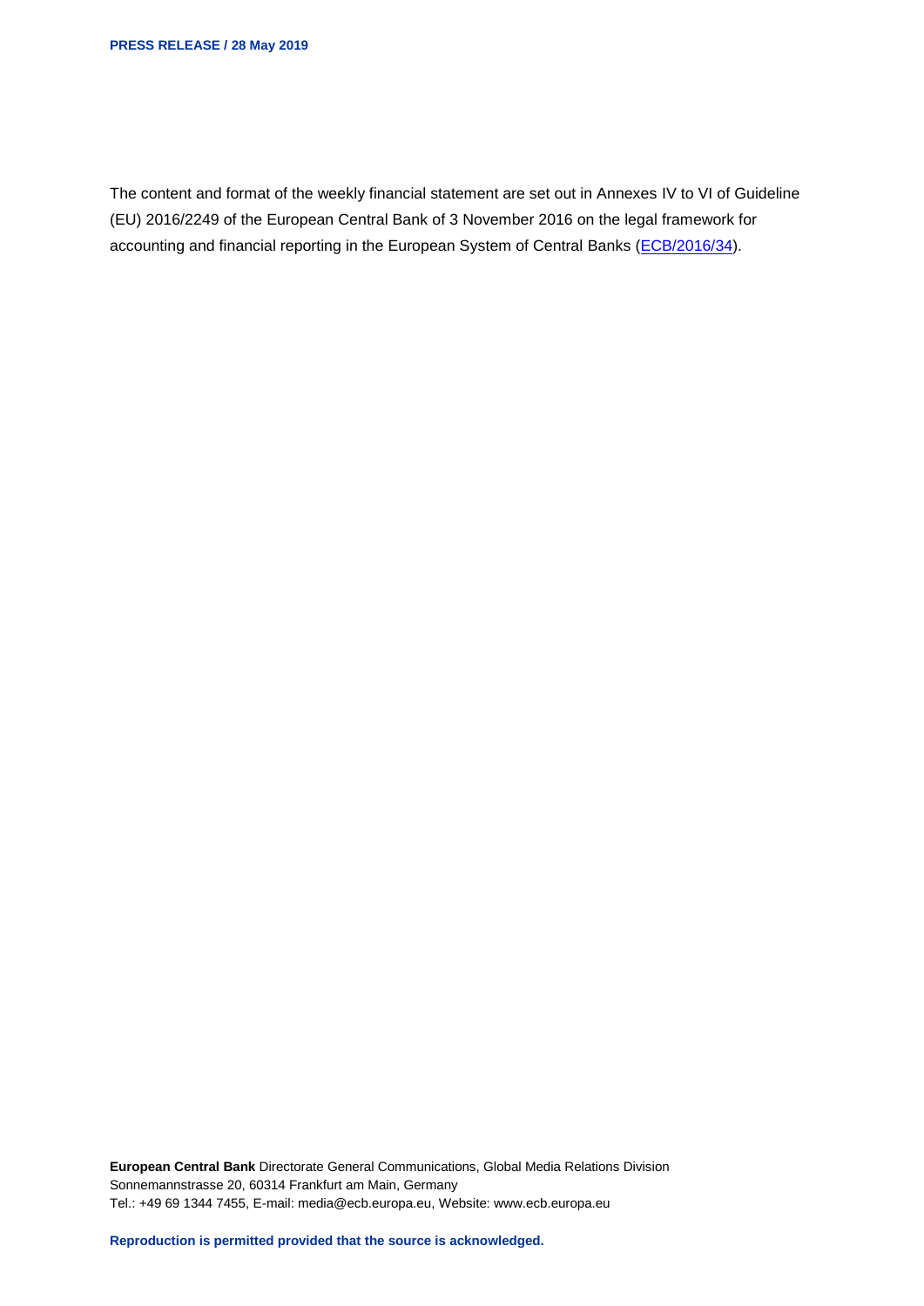The content and format of the weekly financial statement are set out in Annexes IV to VI of Guideline (EU) 2016/2249 of the European Central Bank of 3 November 2016 on the legal framework for accounting and financial reporting in the European System of Central Banks (ECB/2016/34).

**European Central Bank** Directorate General Communications, Global Media Relations Division
Sonnemannstrasse 20, 60314 Frankfurt am Main, Germany
Tel.: +49 69 1344 7455, E-mail: media@ecb.europa.eu, Website: www.ecb.europa.eu

**Reproduction is permitted provided that the source is acknowledged.**